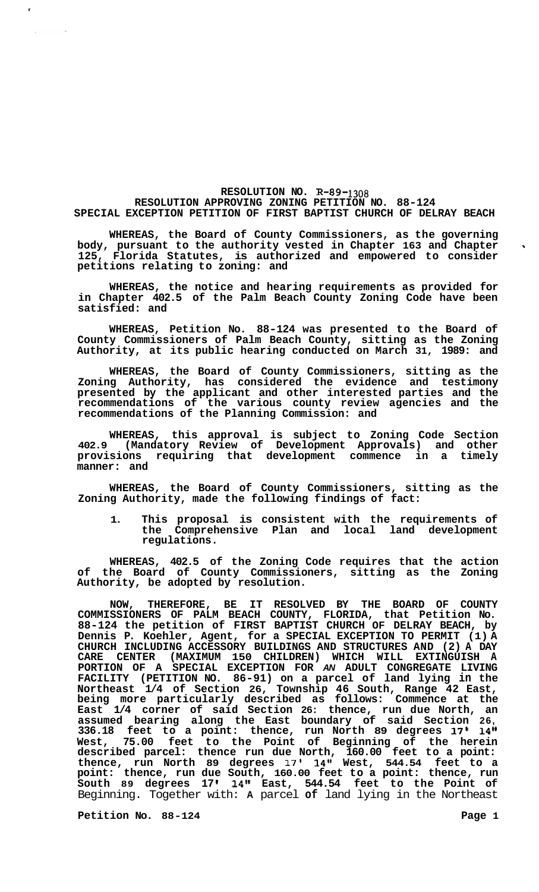**RESOLUTION NO. R-89-1308**
**RESOLUTION APPROVING ZONING PETITION NO. 88-124**
**SPECIAL EXCEPTION PETITION OF FIRST BAPTIST CHURCH OF DELRAY BEACH**

**WHEREAS, the Board of County Commissioners, as the governing body, pursuant to the authority vested in Chapter 163 and Chapter 125, Florida Statutes, is authorized and empowered to consider petitions relating to zoning: and**

**WHEREAS, the notice and hearing requirements as provided for in Chapter 402.5 of the Palm Beach County Zoning Code have been satisfied: and**

**WHEREAS, Petition No. 88-124 was presented to the Board of County Commissioners of Palm Beach County, sitting as the Zoning Authority, at its public hearing conducted on March 31, 1989: and**

**WHEREAS, the Board of County Commissioners, sitting as the Zoning Authority, has considered the evidence and testimony presented by the applicant and other interested parties and the recommendations of the various county review agencies and the recommendations of the Planning Commission: and**

**WHEREAS, this approval is subject to Zoning Code Section 402.9 (Mandatory Review of Development Approvals) and other provisions requiring that development commence in a timely manner: and**

**WHEREAS, the Board of County Commissioners, sitting as the Zoning Authority, made the following findings of fact:**

1. **This proposal is consistent with the requirements of the Comprehensive Plan and local land development regulations.**

**WHEREAS, 402.5 of the Zoning Code requires that the action of the Board of County Commissioners, sitting as the Zoning Authority, be adopted by resolution.**

**NOW, THEREFORE, BE IT RESOLVED BY THE BOARD OF COUNTY COMMISSIONERS OF PALM BEACH COUNTY, FLORIDA, that Petition No. 88-124 the petition of FIRST BAPTIST CHURCH OF DELRAY BEACH, by Dennis P. Koehler, Agent, for a SPECIAL EXCEPTION TO PERMIT (1) A CHURCH INCLUDING ACCESSORY BUILDINGS AND STRUCTURES AND (2) A DAY CARE CENTER (MAXIMUM 150 CHILDREN) WHICH WILL EXTINGUISH A PORTION OF A SPECIAL EXCEPTION FOR AN ADULT CONGREGATE LIVING FACILITY (PETITION NO. 86-91) on a parcel of land lying in the Northeast 1/4 of Section 26, Township 46 South, Range 42 East, being more particularly described as follows: Commence at the East 1/4 corner of said Section 26: thence, run due North, an assumed bearing along the East boundary of said Section 26, 336.18 feet to a point: thence, run North 89 degrees 17' 14" West, 75.00 feet to the Point of Beginning of the herein described parcel: thence run due North, 160.00 feet to a point: thence, run North 89 degrees 17' 14" West, 544.54 feet to a point: thence, run due South, 160.00 feet to a point: thence, run South 89 degrees 17' 14" East, 544.54 feet to the Point of** Beginning. Together with: A parcel of land lying in the Northeast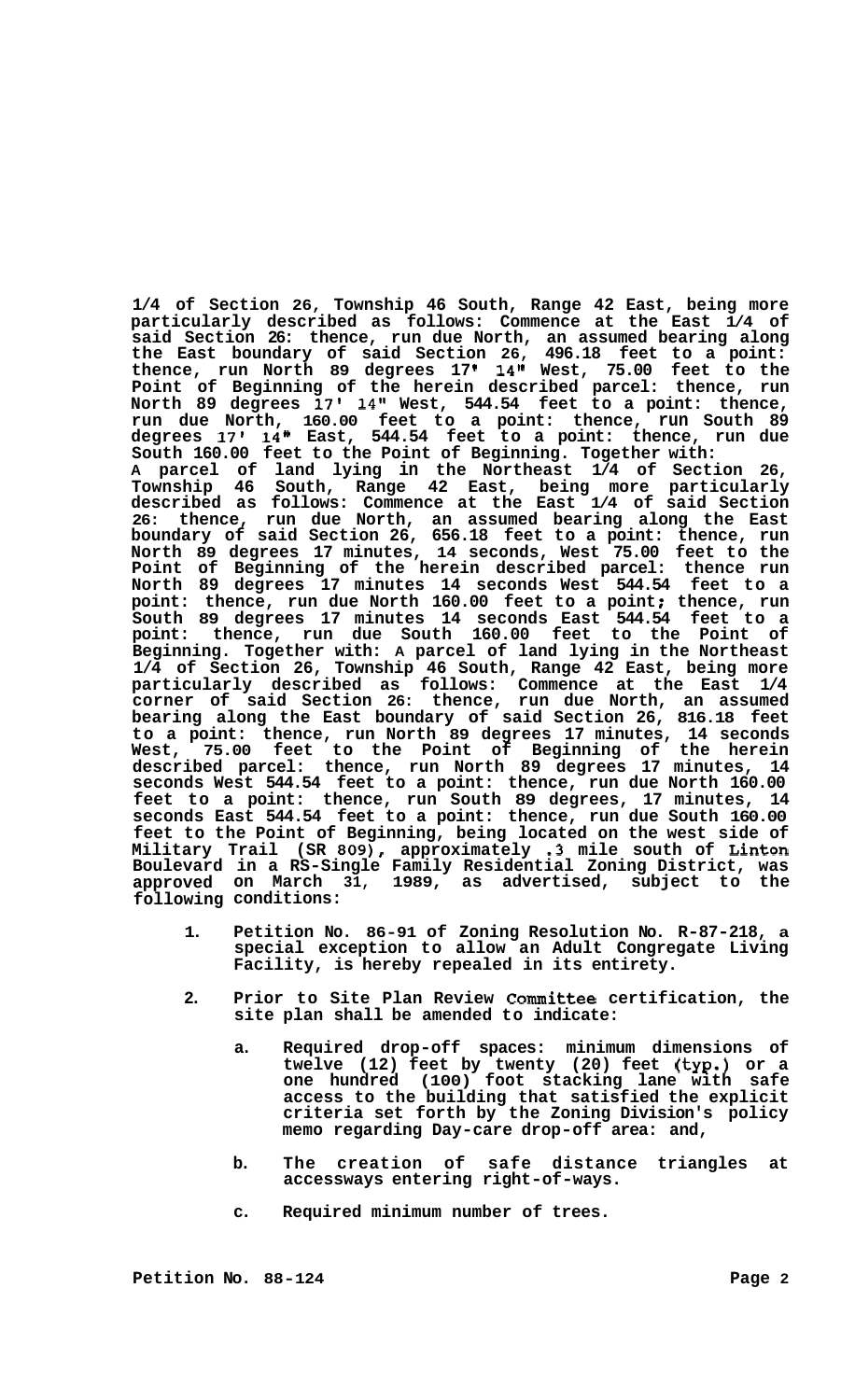1/4 of Section 26, Township 46 South, Range 42 East, being more particularly described as follows: Commence at the East 1/4 of said Section 26: thence, run due North, an assumed bearing along the East boundary of said Section 26, 496.18 feet to a point: thence, run North 89 degrees 17' 14" West, 75.00 feet to the Point of Beginning of the herein described parcel: thence, run North 89 degrees 17' 14" West, 544.54 feet to a point: thence, run due North, 160.00 feet to a point: thence, run South 89 degrees 17' 14" East, 544.54 feet to a point: thence, run due South 160.00 feet to the Point of Beginning. Together with: A parcel of land lying in the Northeast 1/4 of Section 26, Township 46 South, Range 42 East, being more particularly described as follows: Commence at the East 1/4 of said Section 26: thence, run due North, an assumed bearing along the East boundary of said Section 26, 656.18 feet to a point: thence, run North 89 degrees 17 minutes, 14 seconds, West 75.00 feet to the Point of Beginning of the herein described parcel: thence run North 89 degrees 17 minutes 14 seconds West 544.54 feet to a point: thence, run due North 160.00 feet to a point; thence, run South 89 degrees 17 minutes 14 seconds East 544.54 feet to a point: thence, run due South 160.00 feet to the Point of Beginning. Together with: A parcel of land lying in the Northeast 1/4 of Section 26, Township 46 South, Range 42 East, being more particularly described as follows: Commence at the East 1/4 corner of said Section 26: thence, run due North, an assumed bearing along the East boundary of said Section 26, 816.18 feet to a point: thence, run North 89 degrees 17 minutes, 14 seconds West, 75.00 feet to the Point of Beginning of the herein described parcel: thence, run North 89 degrees 17 minutes, 14 seconds West 544.54 feet to a point: thence, run due North 160.00 feet to a point: thence, run South 89 degrees, 17 minutes, 14 seconds East 544.54 feet to a point: thence, run due South 160.00 feet to the Point of Beginning, being located on the west side of Military Trail (SR 809), approximately .3 mile south of Linton Boulevard in a RS-Single Family Residential Zoning District, was approved on March 31, 1989, as advertised, subject to the following conditions:

1. Petition No. 86-91 of Zoning Resolution No. R-87-218, a special exception to allow an Adult Congregate Living Facility, is hereby repealed in its entirety.

2. Prior to Site Plan Review Committee certification, the site plan shall be amended to indicate:

   a. Required drop-off spaces: minimum dimensions of twelve (12) feet by twenty (20) feet (typ.) or a one hundred (100) foot stacking lane with safe access to the building that satisfied the explicit criteria set forth by the Zoning Division's policy memo regarding Day-care drop-off area: and,

   b. The creation of safe distance triangles at accessways entering right-of-ways.

   c. Required minimum number of trees.

Petition No. 88-124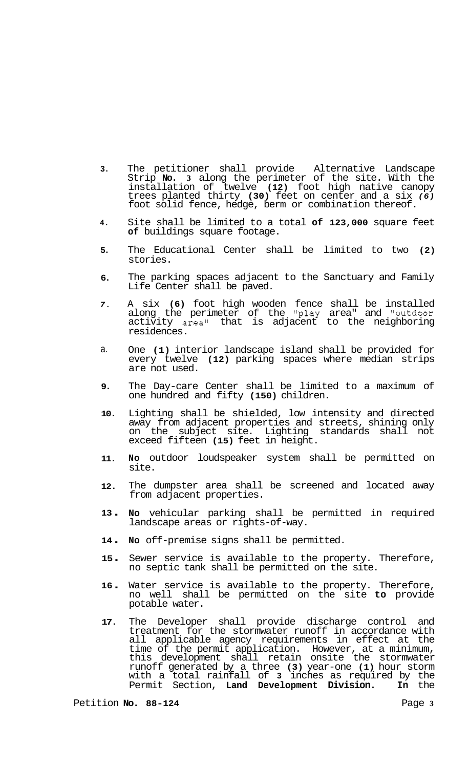3. The petitioner shall provide Alternative Landscape Strip **No. 3** along the perimeter of the site. With the installation of twelve **(12)** foot high native canopy trees planted thirty **(30)** feet on center and a six *(6)* foot solid fence, hedge, berm or combination thereof.

4. Site shall be limited to a total **of 123,000** square feet **of** buildings square footage.

5. The Educational Center shall be limited to two **(2)** stories.

6. The parking spaces adjacent to the Sanctuary and Family Life Center shall be paved.

7. A six **(6)** foot high wooden fence shall be installed along the perimeter of the "play area" and "outdoor activity area" that is adjacent to the neighboring residences.

8. One **(1)** interior landscape island shall be provided for every twelve **(12)** parking spaces where median strips are not used.

9. The Day-care Center shall be limited to a maximum of one hundred and fifty **(150)** children.

10. Lighting shall be shielded, low intensity and directed away from adjacent properties and streets, shining only on the subject site. Lighting standards shall not exceed fifteen **(15)** feet in height.

11. **No** outdoor loudspeaker system shall be permitted on site.

12. The dumpster area shall be screened and located away from adjacent properties.

13. **No** vehicular parking shall be permitted in required landscape areas or rights-of-way.

14. **No** off-premise signs shall be permitted.

15. Sewer service is available to the property. Therefore, no septic tank shall be permitted on the site.

16. Water service is available to the property. Therefore, no well shall be permitted on the site **to** provide potable water.

17. The Developer shall provide discharge control and treatment for the stormwater runoff in accordance with all applicable agency requirements in effect at the time of the permit application. However, at a minimum, this development shall retain onsite the stormwater runoff generated by a three **(3)** year-one **(1)** hour storm with a total rainfall of **3** inches as required by the Permit Section, **Land Development Division. In** the

Petition **No. 88-124**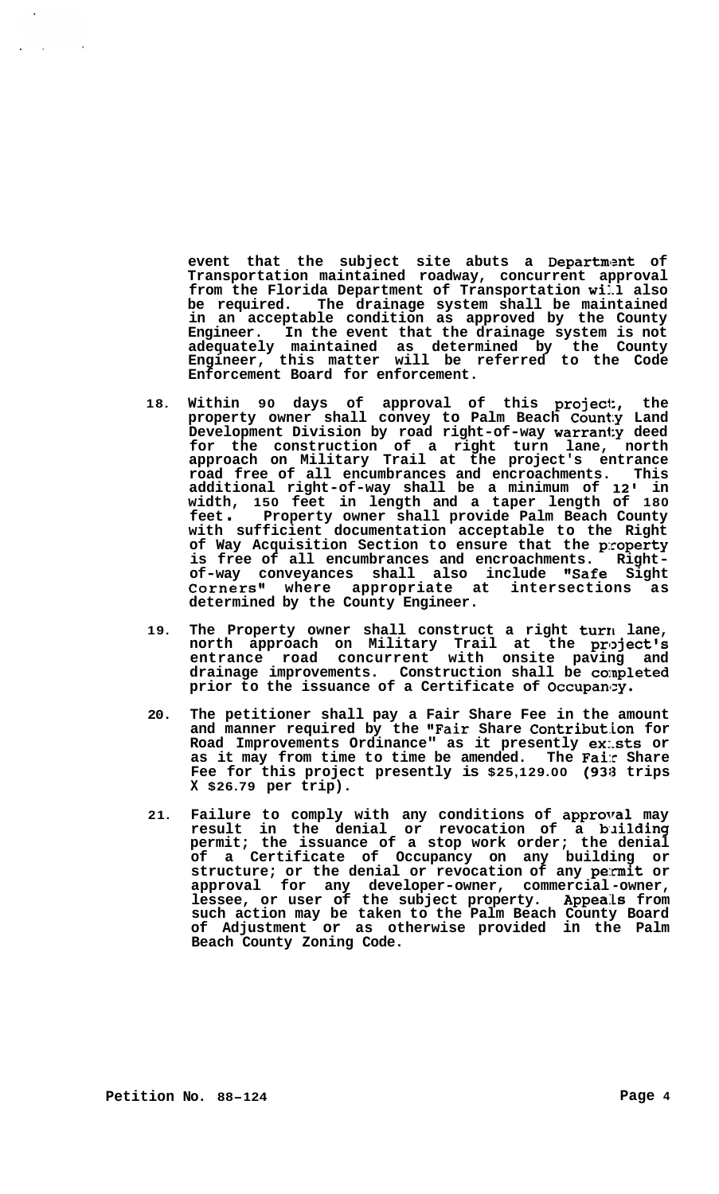event that the subject site abuts a Department of Transportation maintained roadway, concurrent approval from the Florida Department of Transportation will also be required. The drainage system shall be maintained in an acceptable condition as approved by the County Engineer. In the event that the drainage system is not adequately maintained as determined by the County Engineer, this matter will be referred to the Code Enforcement Board for enforcement.

18. Within 90 days of approval of this project, the property owner shall convey to Palm Beach County Land Development Division by road right-of-way warranty deed for the construction of a right turn lane, north approach on Military Trail at the project's entrance road free of all encumbrances and encroachments. This additional right-of-way shall be a minimum of 12' in width, 150 feet in length and a taper length of 180 feet. Property owner shall provide Palm Beach County with sufficient documentation acceptable to the Right of Way Acquisition Section to ensure that the property is free of all encumbrances and encroachments. Right-of-way conveyances shall also include "Safe Sight Corners" where appropriate at intersections as determined by the County Engineer.

19. The Property owner shall construct a right turn lane, north approach on Military Trail at the project's entrance road concurrent with onsite paving and drainage improvements. Construction shall be completed prior to the issuance of a Certificate of Occupancy.

20. The petitioner shall pay a Fair Share Fee in the amount and manner required by the "Fair Share Contribution for Road Improvements Ordinance" as it presently exists or as it may from time to time be amended. The Fair Share Fee for this project presently is $25,129.00 (938 trips X $26.79 per trip).

21. Failure to comply with any conditions of approval may result in the denial or revocation of a building permit; the issuance of a stop work order; the denial of a Certificate of Occupancy on any building or structure; or the denial or revocation of any permit or approval for any developer-owner, commercial-owner, lessee, or user of the subject property. Appeals from such action may be taken to the Palm Beach County Board of Adjustment or as otherwise provided in the Palm Beach County Zoning Code.

Petition No. 88-124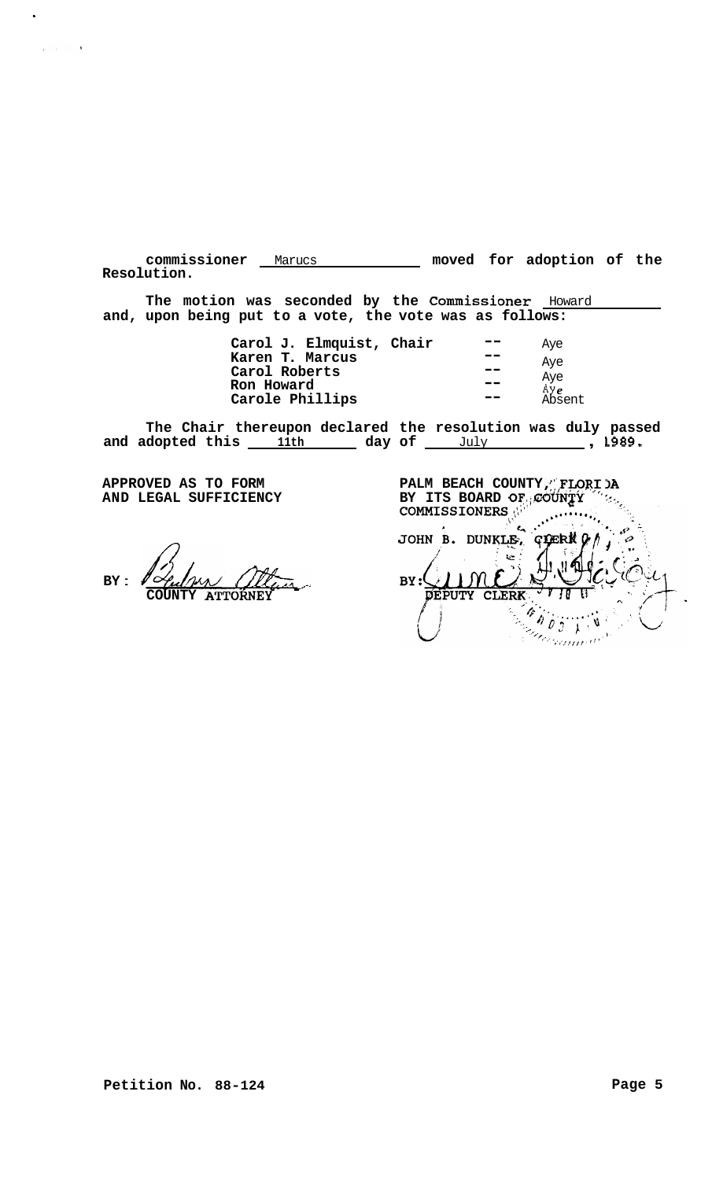**commissioner** Marucs **moved for adoption of the Resolution.**

**The motion was seconded by the Commissioner** Howard **and, upon being put to a vote, the vote was as follows:**

| | | |
|---|---|---|
| **Carol J. Elmquist, Chair** | **--** | Aye |
| **Karen T. Marcus** | **--** | Aye |
| **Carol Roberts** | **--** | Aye |
| **Ron Howard** | **--** | Aye |
| **Carole Phillips** | **--** | Absent |

**The Chair thereupon declared the resolution was duly passed and adopted this** 11th **day of** July **, 1989.**

**APPROVED AS TO FORM AND LEGAL SUFFICIENCY**

**BY:** ______________________
**COUNTY ATTORNEY**

**PALM BEACH COUNTY, FLORIDA BY ITS BOARD OF COUNTY COMMISSIONERS**

**JOHN B. DUNKLE, CLERK**

**BY:** ______________________
**DEPUTY CLERK**

**Petition No. 88-124**